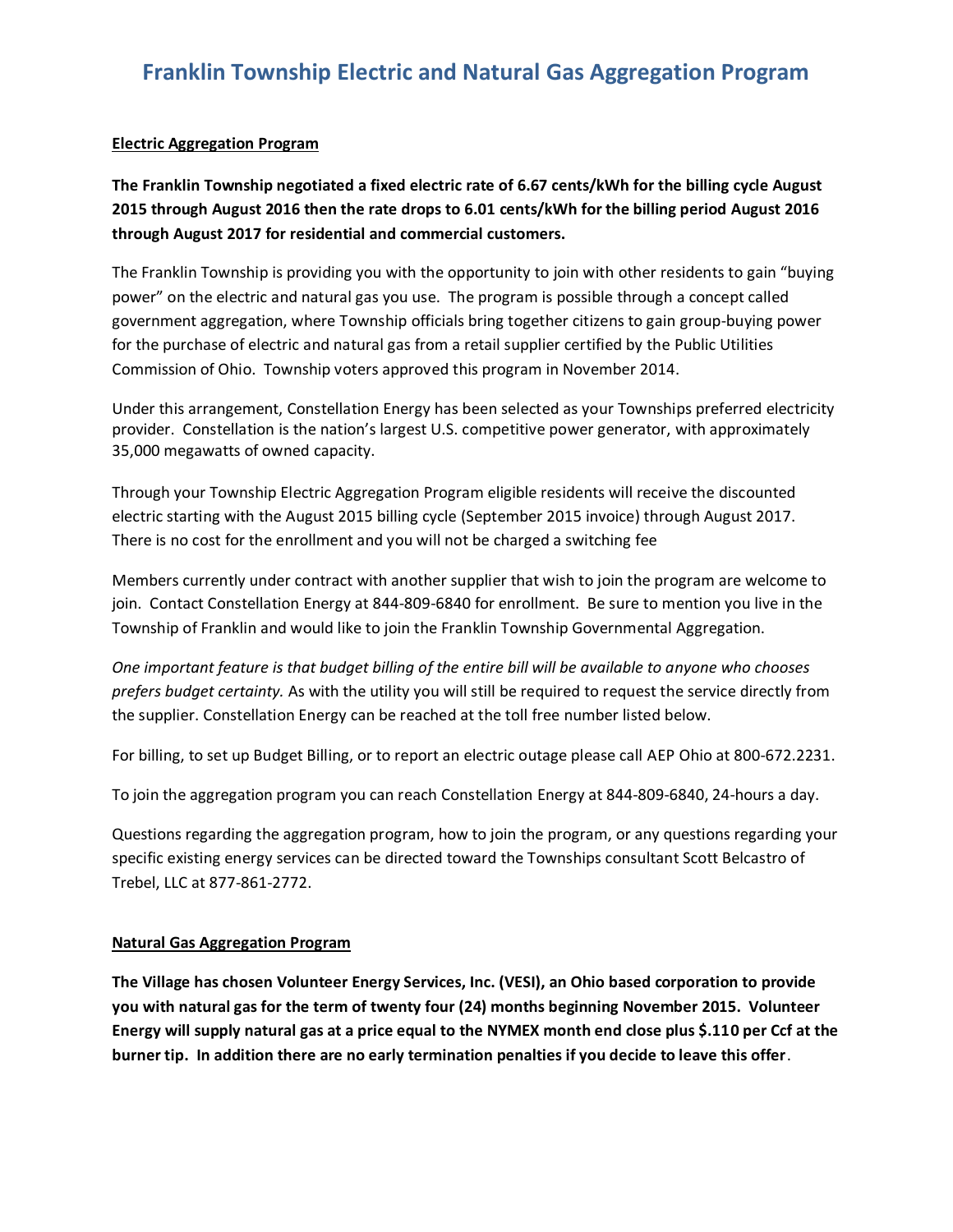# Franklin Township Electric and Natural Gas Aggregation Program

## Electric Aggregation Program

**The Franklin Township negotiated a fixed electric rate of 6.67 cents/kWh for the billing cycle August 2015 through August 2016 then the rate drops to 6.01 cents/kWh for the billing period August 2016 through August 2017 for residential and commercial customers.**

The Franklin Township is providing you with the opportunity to join with other residents to gain "buying power" on the electric and natural gas you use. The program is possible through a concept called government aggregation, where Township officials bring together citizens to gain group-buying power for the purchase of electric and natural gas from a retail supplier certified by the Public Utilities Commission of Ohio. Township voters approved this program in November 2014.

Under this arrangement, Constellation Energy has been selected as your Townships preferred electricity provider. Constellation is the nation's largest U.S. competitive power generator, with approximately 35,000 megawatts of owned capacity.

Through your Township Electric Aggregation Program eligible residents will receive the discounted electric starting with the August 2015 billing cycle (September 2015 invoice) through August 2017. There is no cost for the enrollment and you will not be charged a switching fee

Members currently under contract with another supplier that wish to join the program are welcome to join. Contact Constellation Energy at 844-809-6840 for enrollment. Be sure to mention you live in the Township of Franklin and would like to join the Franklin Township Governmental Aggregation.

*One important feature is that budget billing of the entire bill will be available to anyone who chooses prefers budget certainty.* As with the utility you will still be required to request the service directly from the supplier. Constellation Energy can be reached at the toll free number listed below.

For billing, to set up Budget Billing, or to report an electric outage please call AEP Ohio at 800-672.2231.

To join the aggregation program you can reach Constellation Energy at 844-809-6840, 24-hours a day.

Questions regarding the aggregation program, how to join the program, or any questions regarding your specific existing energy services can be directed toward the Townships consultant Scott Belcastro of Trebel, LLC at 877-861-2772.

## Natural Gas Aggregation Program

**The Village has chosen Volunteer Energy Services, Inc. (VESI), an Ohio based corporation to provide you with natural gas for the term of twenty four (24) months beginning November 2015. Volunteer Energy will supply natural gas at a price equal to the NYMEX month end close plus $.110 per Ccf at the burner tip. In addition there are no early termination penalties if you decide to leave this offer**.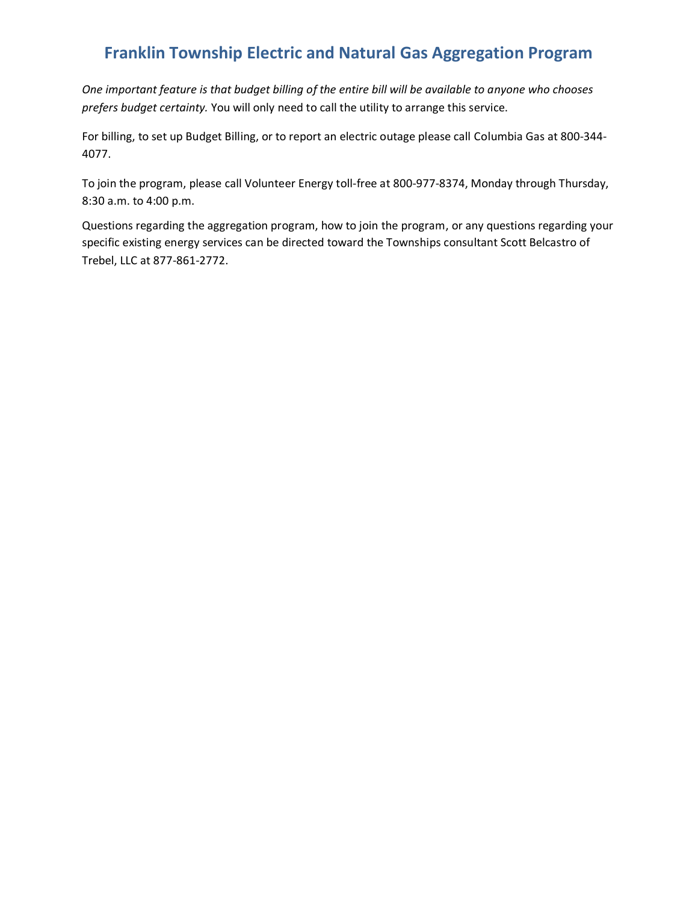# Franklin Township Electric and Natural Gas Aggregation Program

*One important feature is that budget billing of the entire bill will be available to anyone who chooses prefers budget certainty.* You will only need to call the utility to arrange this service.

For billing, to set up Budget Billing, or to report an electric outage please call Columbia Gas at 800-344-4077.

To join the program, please call Volunteer Energy toll-free at 800-977-8374, Monday through Thursday, 8:30 a.m. to 4:00 p.m.

Questions regarding the aggregation program, how to join the program, or any questions regarding your specific existing energy services can be directed toward the Townships consultant Scott Belcastro of Trebel, LLC at 877-861-2772.